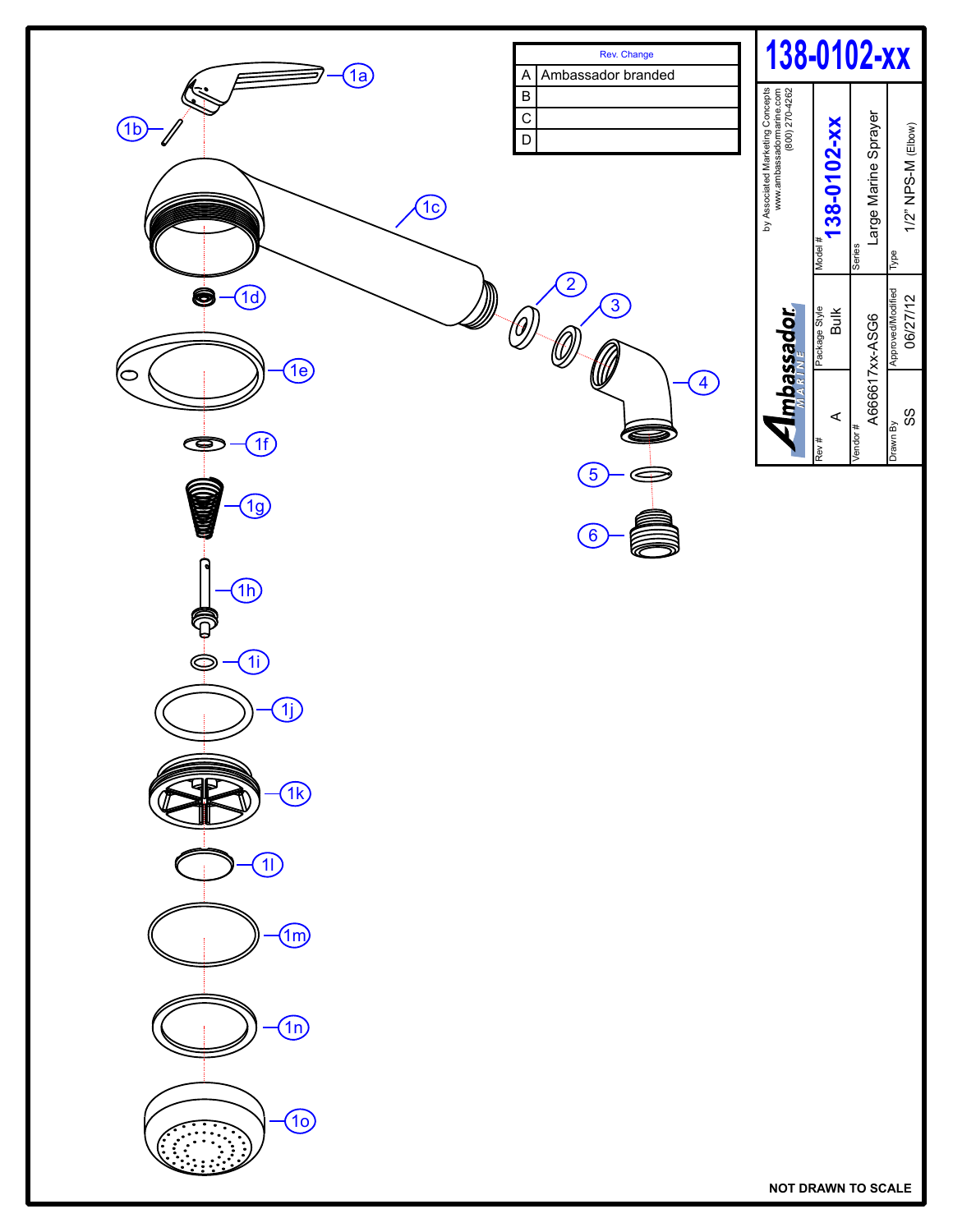# 138-0102-xx

| Rev. | Change |
| --- | --- |
| A | Ambassador branded |
| B | |
| C | |
| D | |

Ambassador MARINE

by Associated Marketing Concepts
www.ambassadormarine.com
(800) 270-4262

| Model # | 138-0102-xx |
| --- | --- |
| Series | Large Marine Sprayer |
| Type | 1/2" NPS-M (Elbow) |
| Rev # | A |
| Package Style | Bulk |
| Vendor # | A666617xx-ASG6 |
| Drawn By | SS |
| Approved/Modified | 06/27/12 |

1a
1b
1c
1d
1e
1f
1g
1h
1i
1j
1k
1l
1m
1n
1o
2
3
4
5
6

NOT DRAWN TO SCALE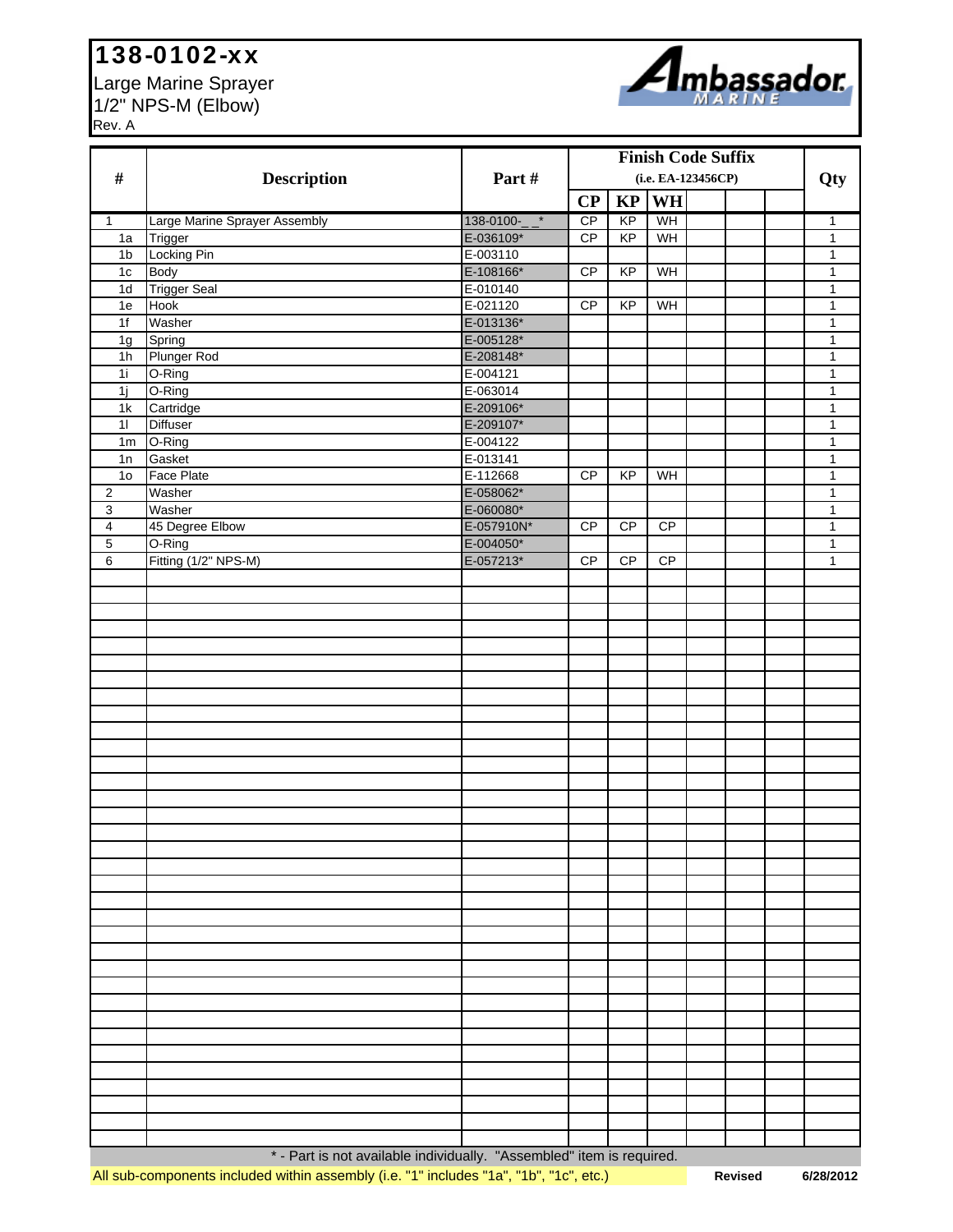# 138-0102-xx

Large Marine Sprayer
1/2" NPS-M (Elbow)
Rev. A

Ambassador MARINE

| # | Description | Part # | Finish Code Suffix (i.e. EA-123456CP) | | | | | | Qty |
|---|---|---|---|---|---|---|---|---|---|
| | | | CP | KP | WH | | | | |
| 1 | Large Marine Sprayer Assembly | 138-0100-_ _* | CP | KP | WH | | | | 1 |
| 1a | Trigger | E-036109* | CP | KP | WH | | | | 1 |
| 1b | Locking Pin | E-003110 | | | | | | | 1 |
| 1c | Body | E-108166* | CP | KP | WH | | | | 1 |
| 1d | Trigger Seal | E-010140 | | | | | | | 1 |
| 1e | Hook | E-021120 | CP | KP | WH | | | | 1 |
| 1f | Washer | E-013136* | | | | | | | 1 |
| 1g | Spring | E-005128* | | | | | | | 1 |
| 1h | Plunger Rod | E-208148* | | | | | | | 1 |
| 1i | O-Ring | E-004121 | | | | | | | 1 |
| 1j | O-Ring | E-063014 | | | | | | | 1 |
| 1k | Cartridge | E-209106* | | | | | | | 1 |
| 1l | Diffuser | E-209107* | | | | | | | 1 |
| 1m | O-Ring | E-004122 | | | | | | | 1 |
| 1n | Gasket | E-013141 | | | | | | | 1 |
| 1o | Face Plate | E-112668 | CP | KP | WH | | | | 1 |
| 2 | Washer | E-058062* | | | | | | | 1 |
| 3 | Washer | E-060080* | | | | | | | 1 |
| 4 | 45 Degree Elbow | E-057910N* | CP | CP | CP | | | | 1 |
| 5 | O-Ring | E-004050* | | | | | | | 1 |
| 6 | Fitting (1/2" NPS-M) | E-057213* | CP | CP | CP | | | | 1 |

* - Part is not available individually. "Assembled" item is required.

All sub-components included within assembly (i.e. "1" includes "1a", "1b", "1c", etc.)

Revised 6/28/2012